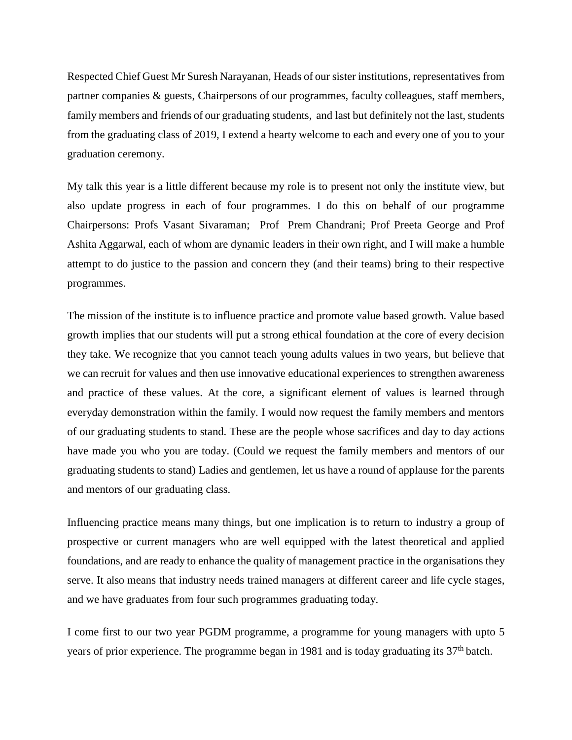Respected Chief Guest Mr Suresh Narayanan, Heads of our sister institutions, representatives from partner companies & guests, Chairpersons of our programmes, faculty colleagues, staff members, family members and friends of our graduating students, and last but definitely not the last, students from the graduating class of 2019, I extend a hearty welcome to each and every one of you to your graduation ceremony.

My talk this year is a little different because my role is to present not only the institute view, but also update progress in each of four programmes. I do this on behalf of our programme Chairpersons: Profs Vasant Sivaraman; Prof Prem Chandrani; Prof Preeta George and Prof Ashita Aggarwal, each of whom are dynamic leaders in their own right, and I will make a humble attempt to do justice to the passion and concern they (and their teams) bring to their respective programmes.

The mission of the institute is to influence practice and promote value based growth. Value based growth implies that our students will put a strong ethical foundation at the core of every decision they take. We recognize that you cannot teach young adults values in two years, but believe that we can recruit for values and then use innovative educational experiences to strengthen awareness and practice of these values. At the core, a significant element of values is learned through everyday demonstration within the family. I would now request the family members and mentors of our graduating students to stand. These are the people whose sacrifices and day to day actions have made you who you are today. (Could we request the family members and mentors of our graduating students to stand) Ladies and gentlemen, let us have a round of applause for the parents and mentors of our graduating class.

Influencing practice means many things, but one implication is to return to industry a group of prospective or current managers who are well equipped with the latest theoretical and applied foundations, and are ready to enhance the quality of management practice in the organisations they serve. It also means that industry needs trained managers at different career and life cycle stages, and we have graduates from four such programmes graduating today.

I come first to our two year PGDM programme, a programme for young managers with upto 5 years of prior experience. The programme began in 1981 and is today graduating its 37th batch.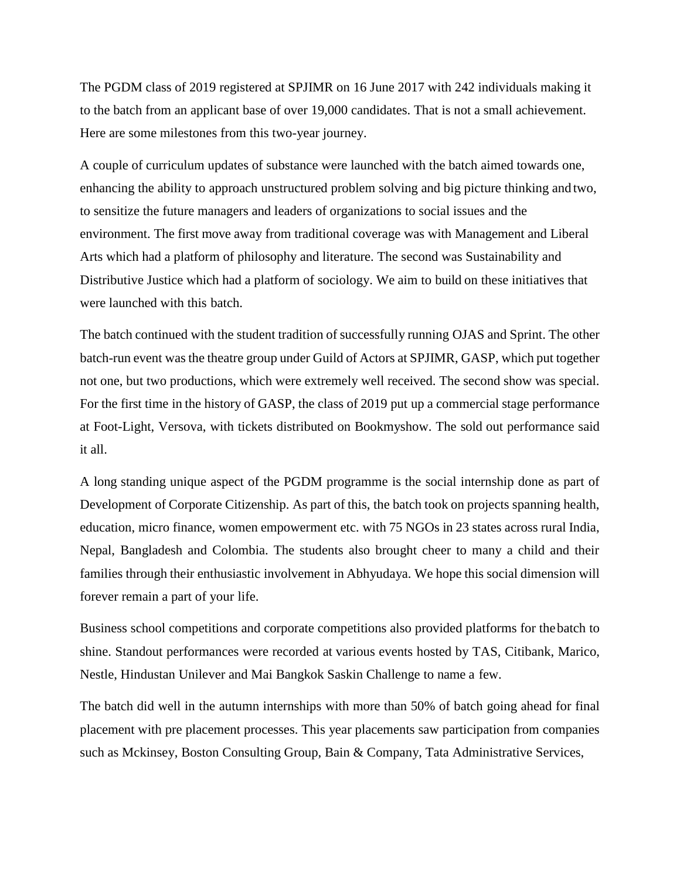The PGDM class of 2019 registered at SPJIMR on 16 June 2017 with 242 individuals making it to the batch from an applicant base of over 19,000 candidates. That is not a small achievement. Here are some milestones from this two-year journey.

A couple of curriculum updates of substance were launched with the batch aimed towards one, enhancing the ability to approach unstructured problem solving and big picture thinking and two, to sensitize the future managers and leaders of organizations to social issues and the environment. The first move away from traditional coverage was with Management and Liberal Arts which had a platform of philosophy and literature. The second was Sustainability and Distributive Justice which had a platform of sociology. We aim to build on these initiatives that were launched with this batch.

The batch continued with the student tradition of successfully running OJAS and Sprint. The other batch-run event was the theatre group under Guild of Actors at SPJIMR, GASP, which put together not one, but two productions, which were extremely well received. The second show was special. For the first time in the history of GASP, the class of 2019 put up a commercial stage performance at Foot-Light, Versova, with tickets distributed on Bookmyshow. The sold out performance said it all.

A long standing unique aspect of the PGDM programme is the social internship done as part of Development of Corporate Citizenship. As part of this, the batch took on projects spanning health, education, micro finance, women empowerment etc. with 75 NGOs in 23 states across rural India, Nepal, Bangladesh and Colombia. The students also brought cheer to many a child and their families through their enthusiastic involvement in Abhyudaya. We hope this social dimension will forever remain a part of your life.

Business school competitions and corporate competitions also provided platforms for the batch to shine. Standout performances were recorded at various events hosted by TAS, Citibank, Marico, Nestle, Hindustan Unilever and Mai Bangkok Saskin Challenge to name a few.

The batch did well in the autumn internships with more than 50% of batch going ahead for final placement with pre placement processes. This year placements saw participation from companies such as Mckinsey, Boston Consulting Group, Bain & Company, Tata Administrative Services,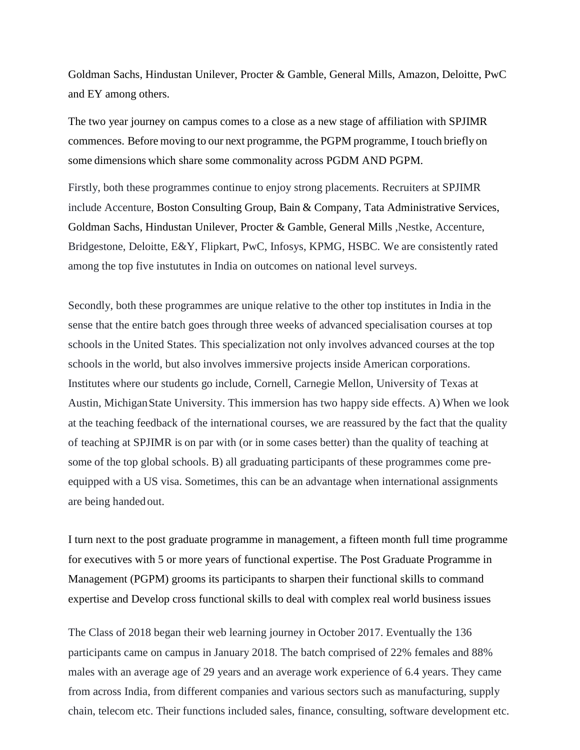Goldman Sachs, Hindustan Unilever, Procter & Gamble, General Mills, Amazon, Deloitte, PwC and EY among others.

The two year journey on campus comes to a close as a new stage of affiliation with SPJIMR commences. Before moving to our next programme, the PGPM programme, I touch briefly on some dimensions which share some commonality across PGDM AND PGPM.

Firstly, both these programmes continue to enjoy strong placements. Recruiters at SPJIMR include Accenture, Boston Consulting Group, Bain & Company, Tata Administrative Services, Goldman Sachs, Hindustan Unilever, Procter & Gamble, General Mills ,Nestke, Accenture, Bridgestone, Deloitte, E&Y, Flipkart, PwC, Infosys, KPMG, HSBC. We are consistently rated among the top five instututes in India on outcomes on national level surveys.

Secondly, both these programmes are unique relative to the other top institutes in India in the sense that the entire batch goes through three weeks of advanced specialisation courses at top schools in the United States. This specialization not only involves advanced courses at the top schools in the world, but also involves immersive projects inside American corporations. Institutes where our students go include, Cornell, Carnegie Mellon, University of Texas at Austin, Michigan State University. This immersion has two happy side effects. A) When we look at the teaching feedback of the international courses, we are reassured by the fact that the quality of teaching at SPJIMR is on par with (or in some cases better) than the quality of teaching at some of the top global schools. B) all graduating participants of these programmes come pre-equipped with a US visa. Sometimes, this can be an advantage when international assignments are being handed out.

I turn next to the post graduate programme in management, a fifteen month full time programme for executives with 5 or more years of functional expertise. The Post Graduate Programme in Management (PGPM) grooms its participants to sharpen their functional skills to command expertise and Develop cross functional skills to deal with complex real world business issues

The Class of 2018 began their web learning journey in October 2017. Eventually the 136 participants came on campus in January 2018. The batch comprised of 22% females and 88% males with an average age of 29 years and an average work experience of 6.4 years. They came from across India, from different companies and various sectors such as manufacturing, supply chain, telecom etc. Their functions included sales, finance, consulting, software development etc.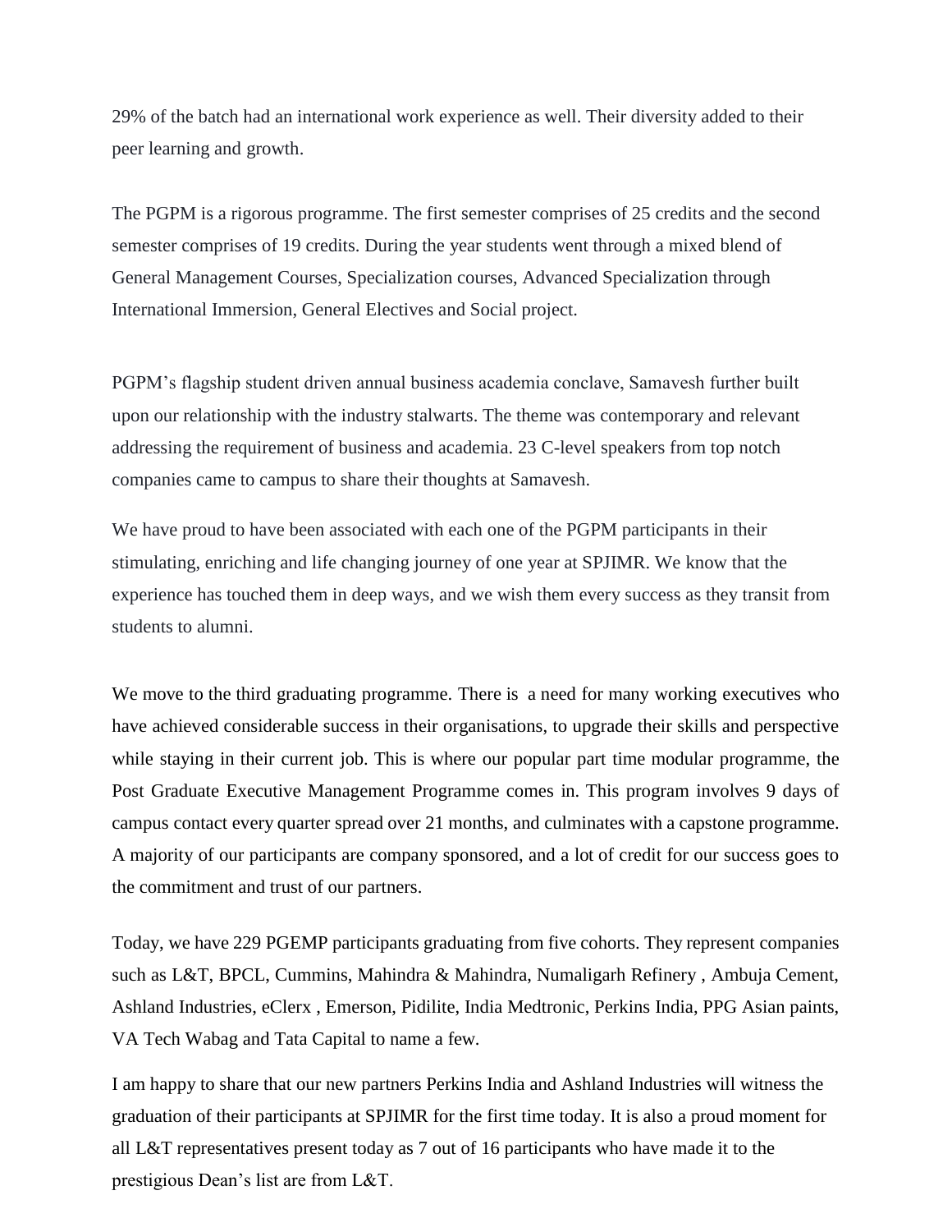29% of the batch had an international work experience as well. Their diversity added to their peer learning and growth.

The PGPM is a rigorous programme. The first semester comprises of 25 credits and the second semester comprises of 19 credits. During the year students went through a mixed blend of General Management Courses, Specialization courses, Advanced Specialization through International Immersion, General Electives and Social project.

PGPM's flagship student driven annual business academia conclave, Samavesh further built upon our relationship with the industry stalwarts. The theme was contemporary and relevant addressing the requirement of business and academia. 23 C-level speakers from top notch companies came to campus to share their thoughts at Samavesh.

We have proud to have been associated with each one of the PGPM participants in their stimulating, enriching and life changing journey of one year at SPJIMR. We know that the experience has touched them in deep ways, and we wish them every success as they transit from students to alumni.

We move to the third graduating programme. There is a need for many working executives who have achieved considerable success in their organisations, to upgrade their skills and perspective while staying in their current job. This is where our popular part time modular programme, the Post Graduate Executive Management Programme comes in. This program involves 9 days of campus contact every quarter spread over 21 months, and culminates with a capstone programme. A majority of our participants are company sponsored, and a lot of credit for our success goes to the commitment and trust of our partners.

Today, we have 229 PGEMP participants graduating from five cohorts. They represent companies such as L&T, BPCL, Cummins, Mahindra & Mahindra, Numaligarh Refinery , Ambuja Cement, Ashland Industries, eClerx , Emerson, Pidilite, India Medtronic, Perkins India, PPG Asian paints, VA Tech Wabag and Tata Capital to name a few.

I am happy to share that our new partners Perkins India and Ashland Industries will witness the graduation of their participants at SPJIMR for the first time today. It is also a proud moment for all L&T representatives present today as 7 out of 16 participants who have made it to the prestigious Dean's list are from L&T.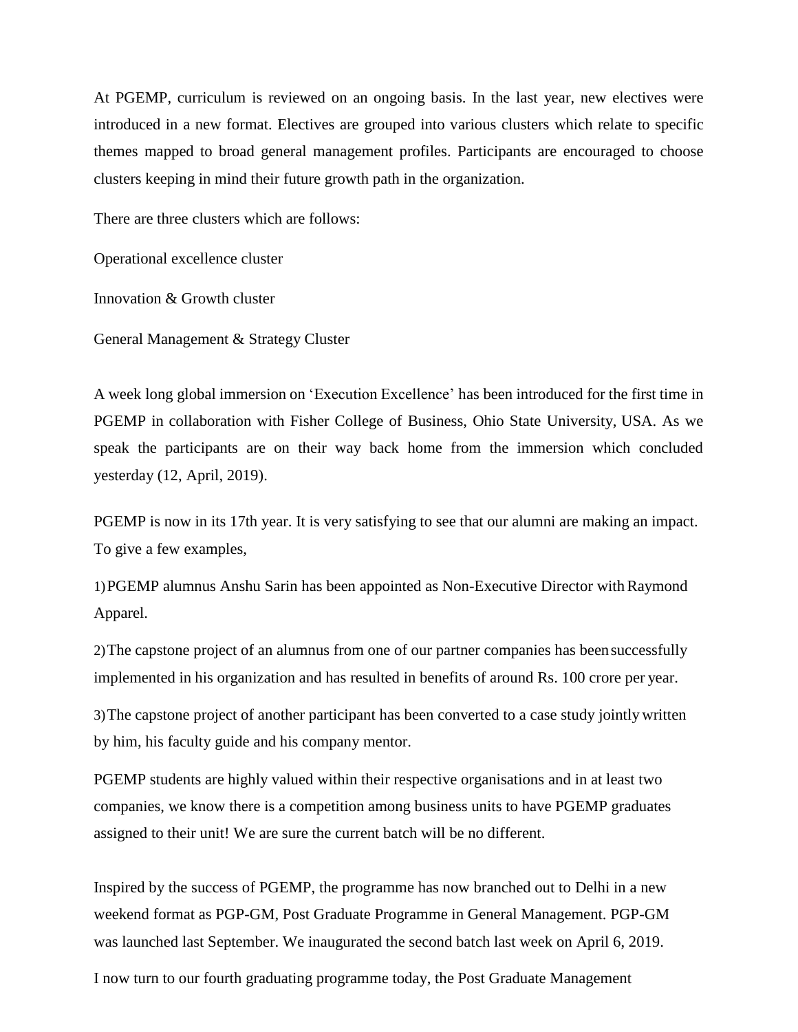At PGEMP, curriculum is reviewed on an ongoing basis. In the last year, new electives were introduced in a new format. Electives are grouped into various clusters which relate to specific themes mapped to broad general management profiles. Participants are encouraged to choose clusters keeping in mind their future growth path in the organization.

There are three clusters which are follows:

Operational excellence cluster

Innovation & Growth cluster

General Management & Strategy Cluster

A week long global immersion on 'Execution Excellence' has been introduced for the first time in PGEMP in collaboration with Fisher College of Business, Ohio State University, USA. As we speak the participants are on their way back home from the immersion which concluded yesterday (12, April, 2019).

PGEMP is now in its 17th year. It is very satisfying to see that our alumni are making an impact. To give a few examples,

1) PGEMP alumnus Anshu Sarin has been appointed as Non-Executive Director with Raymond Apparel.

2) The capstone project of an alumnus from one of our partner companies has been successfully implemented in his organization and has resulted in benefits of around Rs. 100 crore per year.

3) The capstone project of another participant has been converted to a case study jointly written by him, his faculty guide and his company mentor.

PGEMP students are highly valued within their respective organisations and in at least two companies, we know there is a competition among business units to have PGEMP graduates assigned to their unit! We are sure the current batch will be no different.

Inspired by the success of PGEMP, the programme has now branched out to Delhi in a new weekend format as PGP-GM, Post Graduate Programme in General Management. PGP-GM was launched last September. We inaugurated the second batch last week on April 6, 2019.

I now turn to our fourth graduating programme today, the Post Graduate Management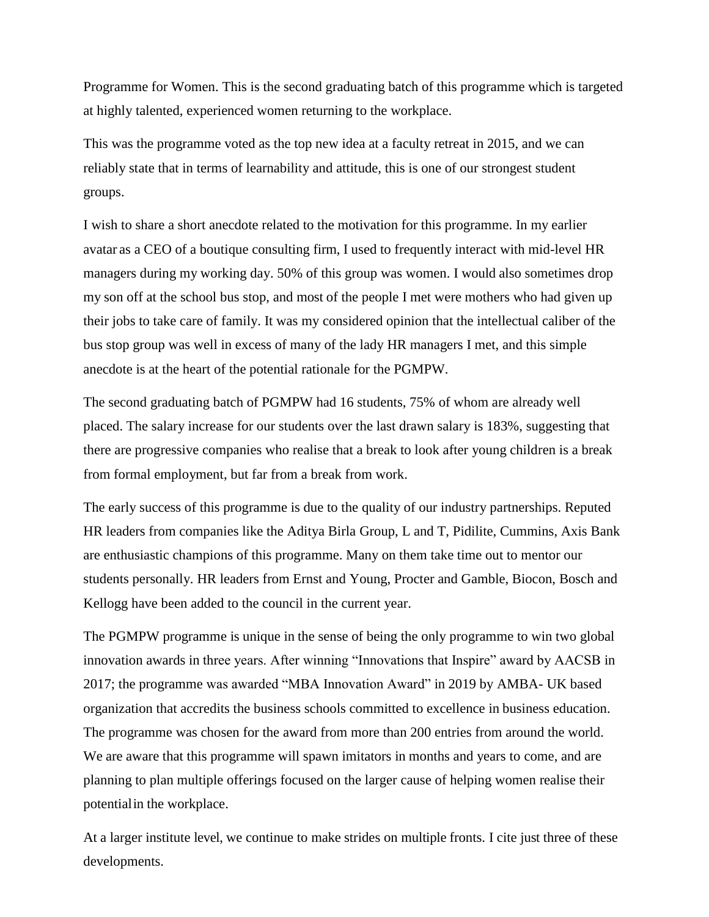Programme for Women. This is the second graduating batch of this programme which is targeted at highly talented, experienced women returning to the workplace.

This was the programme voted as the top new idea at a faculty retreat in 2015, and we can reliably state that in terms of learnability and attitude, this is one of our strongest student groups.

I wish to share a short anecdote related to the motivation for this programme. In my earlier avatar as a CEO of a boutique consulting firm, I used to frequently interact with mid-level HR managers during my working day. 50% of this group was women. I would also sometimes drop my son off at the school bus stop, and most of the people I met were mothers who had given up their jobs to take care of family. It was my considered opinion that the intellectual caliber of the bus stop group was well in excess of many of the lady HR managers I met, and this simple anecdote is at the heart of the potential rationale for the PGMPW.

The second graduating batch of PGMPW had 16 students, 75% of whom are already well placed. The salary increase for our students over the last drawn salary is 183%, suggesting that there are progressive companies who realise that a break to look after young children is a break from formal employment, but far from a break from work.

The early success of this programme is due to the quality of our industry partnerships. Reputed HR leaders from companies like the Aditya Birla Group, L and T, Pidilite, Cummins, Axis Bank are enthusiastic champions of this programme. Many on them take time out to mentor our students personally. HR leaders from Ernst and Young, Procter and Gamble, Biocon, Bosch and Kellogg have been added to the council in the current year.

The PGMPW programme is unique in the sense of being the only programme to win two global innovation awards in three years. After winning "Innovations that Inspire" award by AACSB in 2017; the programme was awarded "MBA Innovation Award" in 2019 by AMBA- UK based organization that accredits the business schools committed to excellence in business education. The programme was chosen for the award from more than 200 entries from around the world. We are aware that this programme will spawn imitators in months and years to come, and are planning to plan multiple offerings focused on the larger cause of helping women realise their potential in the workplace.

At a larger institute level, we continue to make strides on multiple fronts. I cite just three of these developments.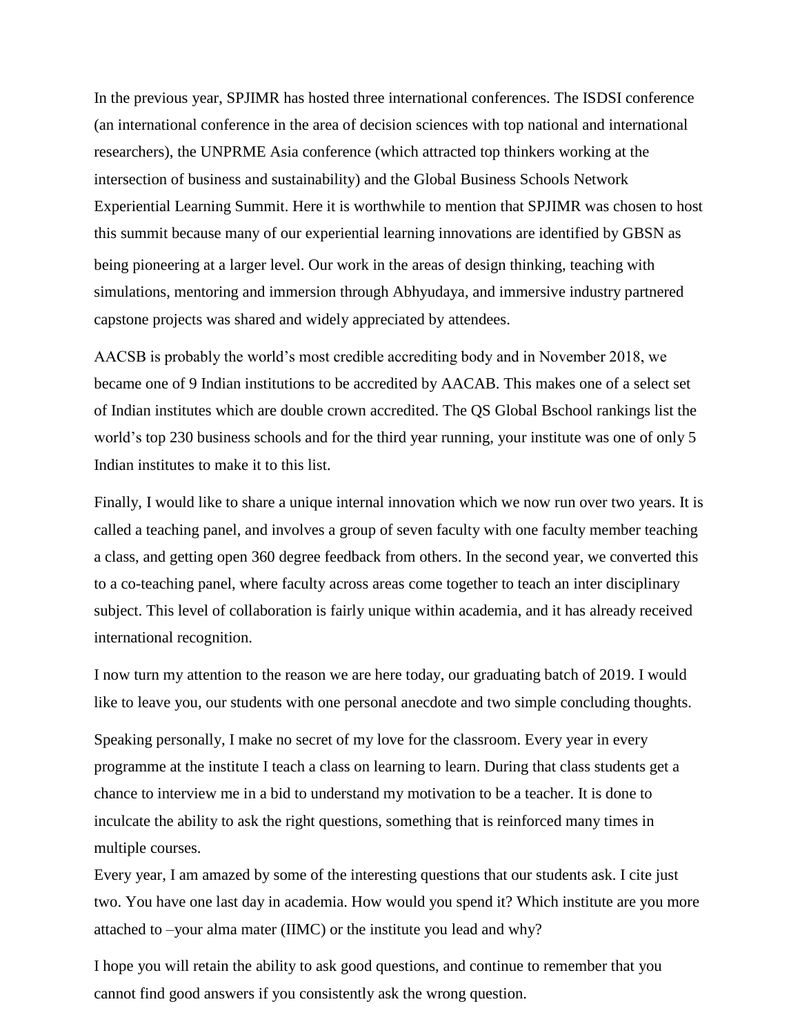In the previous year, SPJIMR has hosted three international conferences. The ISDSI conference (an international conference in the area of decision sciences with top national and international researchers), the UNPRME Asia conference (which attracted top thinkers working at the intersection of business and sustainability) and the Global Business Schools Network Experiential Learning Summit. Here it is worthwhile to mention that SPJIMR was chosen to host this summit because many of our experiential learning innovations are identified by GBSN as being pioneering at a larger level. Our work in the areas of design thinking, teaching with simulations, mentoring and immersion through Abhyudaya, and immersive industry partnered capstone projects was shared and widely appreciated by attendees.

AACSB is probably the world's most credible accrediting body and in November 2018, we became one of 9 Indian institutions to be accredited by AACAB. This makes one of a select set of Indian institutes which are double crown accredited. The QS Global Bschool rankings list the world's top 230 business schools and for the third year running, your institute was one of only 5 Indian institutes to make it to this list.

Finally, I would like to share a unique internal innovation which we now run over two years. It is called a teaching panel, and involves a group of seven faculty with one faculty member teaching a class, and getting open 360 degree feedback from others. In the second year, we converted this to a co-teaching panel, where faculty across areas come together to teach an inter disciplinary subject. This level of collaboration is fairly unique within academia, and it has already received international recognition.

I now turn my attention to the reason we are here today, our graduating batch of 2019. I would like to leave you, our students with one personal anecdote and two simple concluding thoughts.

Speaking personally, I make no secret of my love for the classroom. Every year in every programme at the institute I teach a class on learning to learn. During that class students get a chance to interview me in a bid to understand my motivation to be a teacher. It is done to inculcate the ability to ask the right questions, something that is reinforced many times in multiple courses.
Every year, I am amazed by some of the interesting questions that our students ask. I cite just two. You have one last day in academia. How would you spend it? Which institute are you more attached to –your alma mater (IIMC) or the institute you lead and why?

I hope you will retain the ability to ask good questions, and continue to remember that you cannot find good answers if you consistently ask the wrong question.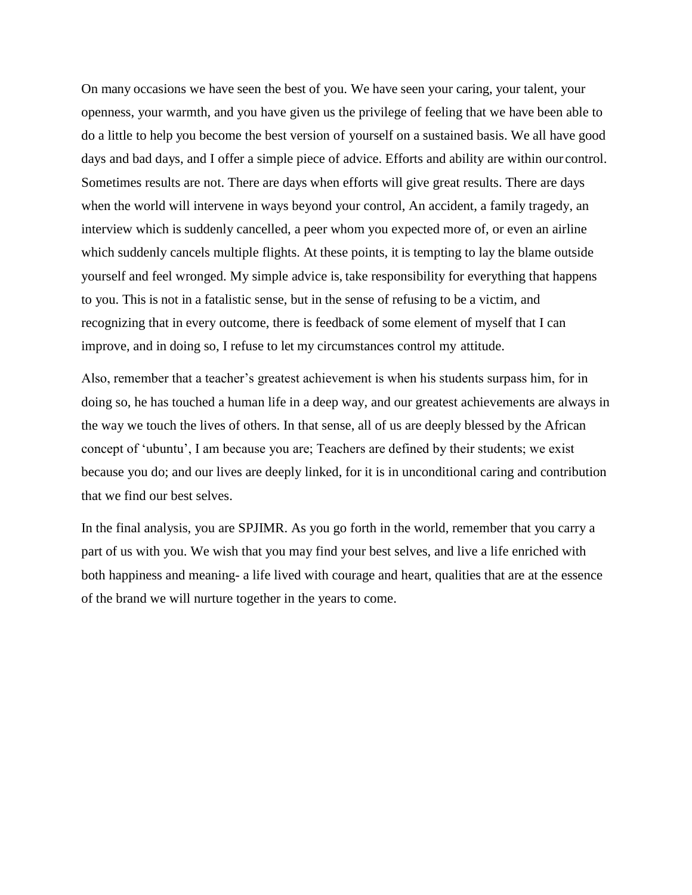On many occasions we have seen the best of you. We have seen your caring, your talent, your openness, your warmth, and you have given us the privilege of feeling that we have been able to do a little to help you become the best version of yourself on a sustained basis. We all have good days and bad days, and I offer a simple piece of advice. Efforts and ability are within our control. Sometimes results are not. There are days when efforts will give great results. There are days when the world will intervene in ways beyond your control, An accident, a family tragedy, an interview which is suddenly cancelled, a peer whom you expected more of, or even an airline which suddenly cancels multiple flights. At these points, it is tempting to lay the blame outside yourself and feel wronged. My simple advice is, take responsibility for everything that happens to you. This is not in a fatalistic sense, but in the sense of refusing to be a victim, and recognizing that in every outcome, there is feedback of some element of myself that I can improve, and in doing so, I refuse to let my circumstances control my attitude.

Also, remember that a teacher's greatest achievement is when his students surpass him, for in doing so, he has touched a human life in a deep way, and our greatest achievements are always in the way we touch the lives of others. In that sense, all of us are deeply blessed by the African concept of 'ubuntu', I am because you are; Teachers are defined by their students; we exist because you do; and our lives are deeply linked, for it is in unconditional caring and contribution that we find our best selves.

In the final analysis, you are SPJIMR. As you go forth in the world, remember that you carry a part of us with you. We wish that you may find your best selves, and live a life enriched with both happiness and meaning- a life lived with courage and heart, qualities that are at the essence of the brand we will nurture together in the years to come.